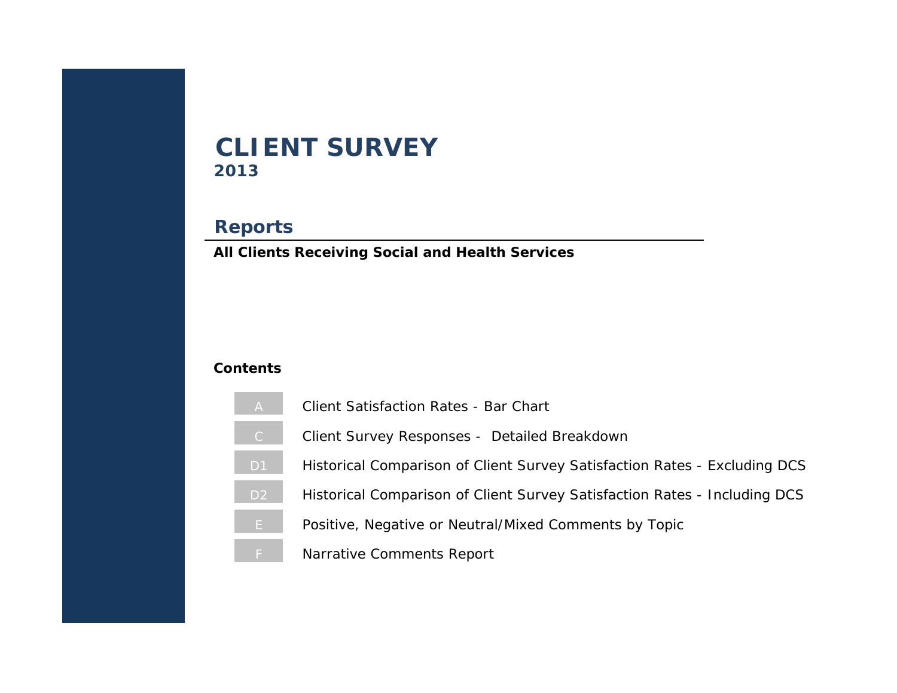# CLIENT SURVEY
**2013**

## Reports

**All Clients Receiving Social and Health Services**

**Contents**

| | |
|---|---|
| A | Client Satisfaction Rates - Bar Chart |
| C | Client Survey Responses - Detailed Breakdown |
| D1 | Historical Comparison of Client Survey Satisfaction Rates - Excluding DCS |
| D2 | Historical Comparison of Client Survey Satisfaction Rates - Including DCS |
| E | Positive, Negative or Neutral/Mixed Comments by Topic |
| F | Narrative Comments Report |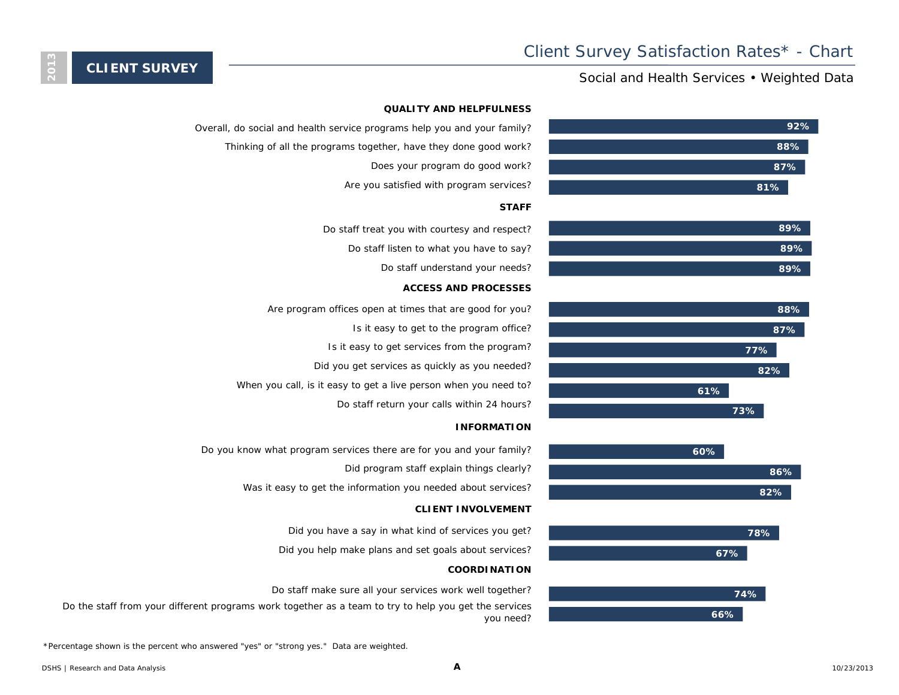2013 **CLIENT SURVEY**

# Client Survey Satisfaction Rates* - Chart

## Social and Health Services • Weighted Data

| Question | Rate |
|---|---|
| **QUALITY AND HELPFULNESS** | |
| Overall, do social and health service programs help you and your family? | 92% |
| Thinking of all the programs together, have they done good work? | 88% |
| Does your program do good work? | 87% |
| Are you satisfied with program services? | 81% |
| **STAFF** | |
| Do staff treat you with courtesy and respect? | 89% |
| Do staff listen to what you have to say? | 89% |
| Do staff understand your needs? | 89% |
| **ACCESS AND PROCESSES** | |
| Are program offices open at times that are good for you? | 88% |
| Is it easy to get to the program office? | 87% |
| Is it easy to get services from the program? | 77% |
| Did you get services as quickly as you needed? | 82% |
| When you call, is it easy to get a live person when you need to? | 61% |
| Do staff return your calls within 24 hours? | 73% |
| **INFORMATION** | |
| Do you know what program services there are for you and your family? | 60% |
| Did program staff explain things clearly? | 86% |
| Was it easy to get the information you needed about services? | 82% |
| **CLIENT INVOLVEMENT** | |
| Did you have a say in what kind of services you get? | 78% |
| Did you help make plans and set goals about services? | 67% |
| **COORDINATION** | |
| Do staff make sure all your services work well together? | 74% |
| Do the staff from your different programs work together as a team to try to help you get the services you need? | 66% |

*Percentage shown is the percent who answered "yes" or "strong yes." Data are weighted.

DSHS | Research and Data Analysis

A

10/23/2013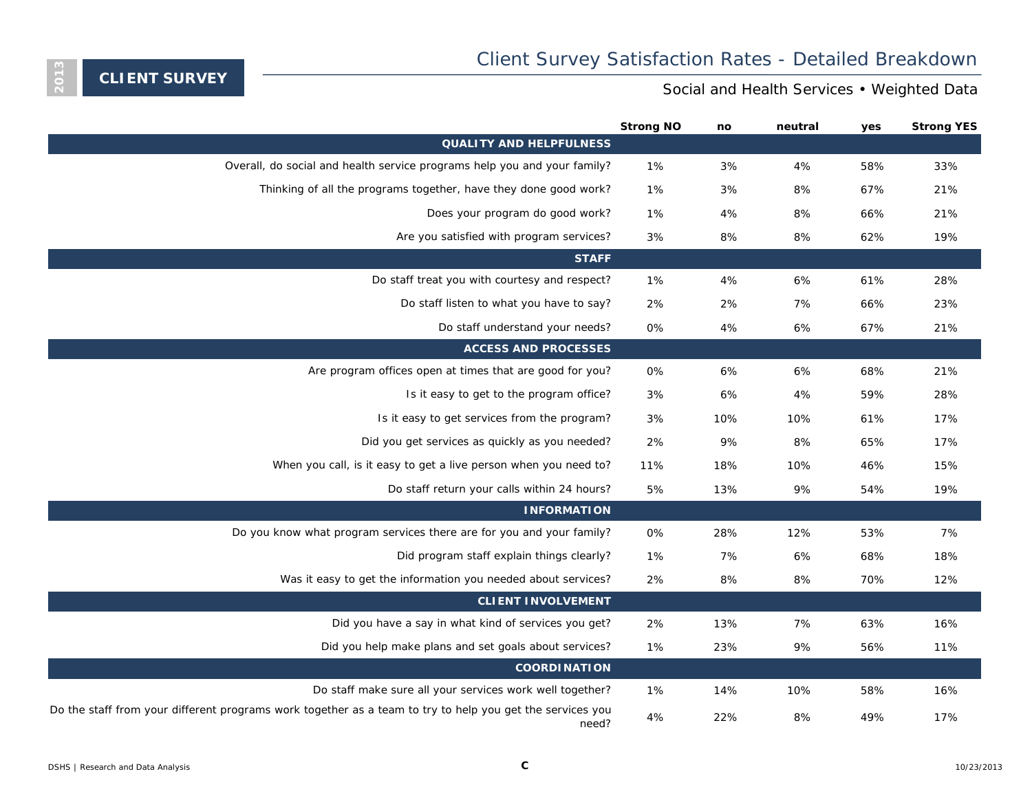# Client Survey Satisfaction Rates - Detailed Breakdown

**2013 CLIENT SURVEY**

Social and Health Services • Weighted Data

| | Strong NO | no | neutral | yes | Strong YES |
|---|---|---|---|---|---|
| **QUALITY AND HELPFULNESS** | | | | | |
| Overall, do social and health service programs help you and your family? | 1% | 3% | 4% | 58% | 33% |
| Thinking of all the programs together, have they done good work? | 1% | 3% | 8% | 67% | 21% |
| Does your program do good work? | 1% | 4% | 8% | 66% | 21% |
| Are you satisfied with program services? | 3% | 8% | 8% | 62% | 19% |
| **STAFF** | | | | | |
| Do staff treat you with courtesy and respect? | 1% | 4% | 6% | 61% | 28% |
| Do staff listen to what you have to say? | 2% | 2% | 7% | 66% | 23% |
| Do staff understand your needs? | 0% | 4% | 6% | 67% | 21% |
| **ACCESS AND PROCESSES** | | | | | |
| Are program offices open at times that are good for you? | 0% | 6% | 6% | 68% | 21% |
| Is it easy to get to the program office? | 3% | 6% | 4% | 59% | 28% |
| Is it easy to get services from the program? | 3% | 10% | 10% | 61% | 17% |
| Did you get services as quickly as you needed? | 2% | 9% | 8% | 65% | 17% |
| When you call, is it easy to get a live person when you need to? | 11% | 18% | 10% | 46% | 15% |
| Do staff return your calls within 24 hours? | 5% | 13% | 9% | 54% | 19% |
| **INFORMATION** | | | | | |
| Do you know what program services there are for you and your family? | 0% | 28% | 12% | 53% | 7% |
| Did program staff explain things clearly? | 1% | 7% | 6% | 68% | 18% |
| Was it easy to get the information you needed about services? | 2% | 8% | 8% | 70% | 12% |
| **CLIENT INVOLVEMENT** | | | | | |
| Did you have a say in what kind of services you get? | 2% | 13% | 7% | 63% | 16% |
| Did you help make plans and set goals about services? | 1% | 23% | 9% | 56% | 11% |
| **COORDINATION** | | | | | |
| Do staff make sure all your services work well together? | 1% | 14% | 10% | 58% | 16% |
| Do the staff from your different programs work together as a team to try to help you get the services you need? | 4% | 22% | 8% | 49% | 17% |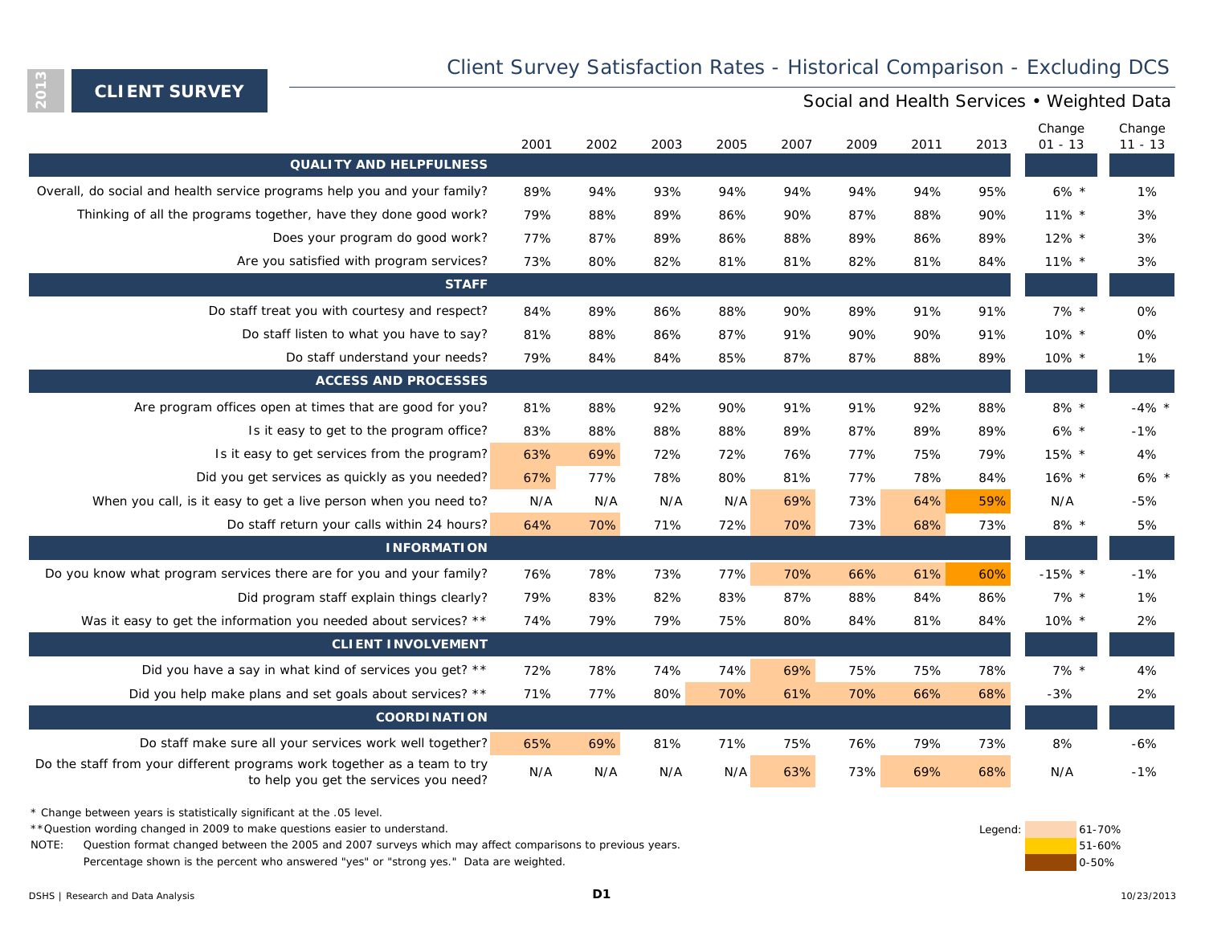**CLIENT SURVEY** 2013

# Client Survey Satisfaction Rates - Historical Comparison - Excluding DCS

## Social and Health Services • Weighted Data

| | 2001 | 2002 | 2003 | 2005 | 2007 | 2009 | 2011 | 2013 | Change 01 - 13 | Change 11 - 13 |
|---|---|---|---|---|---|---|---|---|---|---|
| **QUALITY AND HELPFULNESS** | | | | | | | | | | |
| Overall, do social and health service programs help you and your family? | 89% | 94% | 93% | 94% | 94% | 94% | 94% | 95% | 6% * | 1% |
| Thinking of all the programs together, have they done good work? | 79% | 88% | 89% | 86% | 90% | 87% | 88% | 90% | 11% * | 3% |
| Does your program do good work? | 77% | 87% | 89% | 86% | 88% | 89% | 86% | 89% | 12% * | 3% |
| Are you satisfied with program services? | 73% | 80% | 82% | 81% | 81% | 82% | 81% | 84% | 11% * | 3% |
| **STAFF** | | | | | | | | | | |
| Do staff treat you with courtesy and respect? | 84% | 89% | 86% | 88% | 90% | 89% | 91% | 91% | 7% * | 0% |
| Do staff listen to what you have to say? | 81% | 88% | 86% | 87% | 91% | 90% | 90% | 91% | 10% * | 0% |
| Do staff understand your needs? | 79% | 84% | 84% | 85% | 87% | 87% | 88% | 89% | 10% * | 1% |
| **ACCESS AND PROCESSES** | | | | | | | | | | |
| Are program offices open at times that are good for you? | 81% | 88% | 92% | 90% | 91% | 91% | 92% | 88% | 8% * | -4% * |
| Is it easy to get to the program office? | 83% | 88% | 88% | 88% | 89% | 87% | 89% | 89% | 6% * | -1% |
| Is it easy to get services from the program? | 63% | 69% | 72% | 72% | 76% | 77% | 75% | 79% | 15% * | 4% |
| Did you get services as quickly as you needed? | 67% | 77% | 78% | 80% | 81% | 77% | 78% | 84% | 16% * | 6% * |
| When you call, is it easy to get a live person when you need to? | N/A | N/A | N/A | N/A | 69% | 73% | 64% | 59% | N/A | -5% |
| Do staff return your calls within 24 hours? | 64% | 70% | 71% | 72% | 70% | 73% | 68% | 73% | 8% * | 5% |
| **INFORMATION** | | | | | | | | | | |
| Do you know what program services there are for you and your family? | 76% | 78% | 73% | 77% | 70% | 66% | 61% | 60% | -15% * | -1% |
| Did program staff explain things clearly? | 79% | 83% | 82% | 83% | 87% | 88% | 84% | 86% | 7% * | 1% |
| Was it easy to get the information you needed about services? ** | 74% | 79% | 79% | 75% | 80% | 84% | 81% | 84% | 10% * | 2% |
| **CLIENT INVOLVEMENT** | | | | | | | | | | |
| Did you have a say in what kind of services you get? ** | 72% | 78% | 74% | 74% | 69% | 75% | 75% | 78% | 7% * | 4% |
| Did you help make plans and set goals about services? ** | 71% | 77% | 80% | 70% | 61% | 70% | 66% | 68% | -3% | 2% |
| **COORDINATION** | | | | | | | | | | |
| Do staff make sure all your services work well together? | 65% | 69% | 81% | 71% | 75% | 76% | 79% | 73% | 8% | -6% |
| Do the staff from your different programs work together as a team to try to help you get the services you need? | N/A | N/A | N/A | N/A | 63% | 73% | 69% | 68% | N/A | -1% |

\* Change between years is statistically significant at the .05 level.

\*\*Question wording changed in 2009 to make questions easier to understand.

NOTE: Question format changed between the 2005 and 2007 surveys which may affect comparisons to previous years.
Percentage shown is the percent who answered "yes" or "strong yes." Data are weighted.

Legend: 61-70% | 51-60% | 0-50%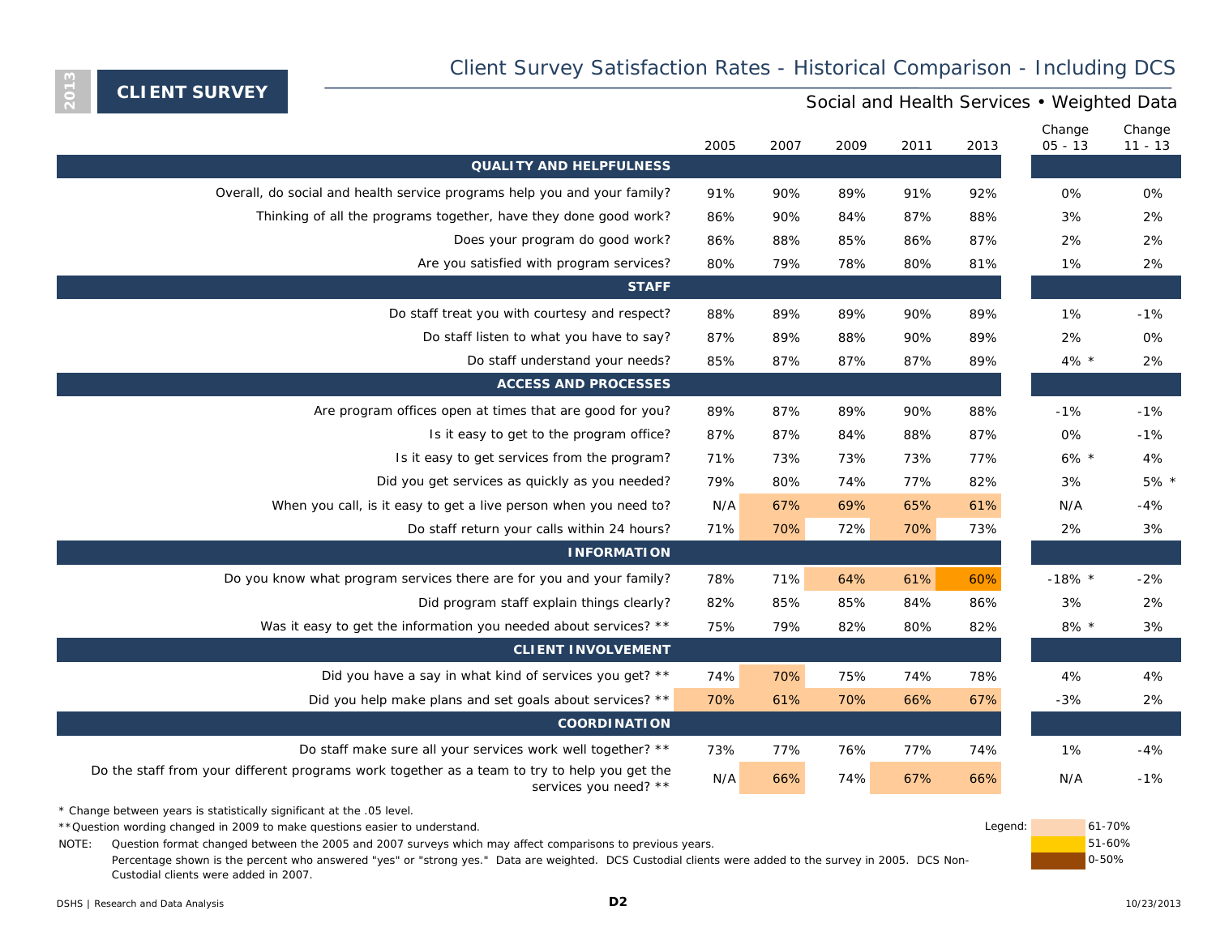2013 **CLIENT SURVEY**

# Client Survey Satisfaction Rates - Historical Comparison - Including DCS

## Social and Health Services • Weighted Data

| | 2005 | 2007 | 2009 | 2011 | 2013 | Change 05 - 13 | Change 11 - 13 |
|---|---|---|---|---|---|---|---|
| **QUALITY AND HELPFULNESS** | | | | | | | |
| Overall, do social and health service programs help you and your family? | 91% | 90% | 89% | 91% | 92% | 0% | 0% |
| Thinking of all the programs together, have they done good work? | 86% | 90% | 84% | 87% | 88% | 3% | 2% |
| Does your program do good work? | 86% | 88% | 85% | 86% | 87% | 2% | 2% |
| Are you satisfied with program services? | 80% | 79% | 78% | 80% | 81% | 1% | 2% |
| **STAFF** | | | | | | | |
| Do staff treat you with courtesy and respect? | 88% | 89% | 89% | 90% | 89% | 1% | -1% |
| Do staff listen to what you have to say? | 87% | 89% | 88% | 90% | 89% | 2% | 0% |
| Do staff understand your needs? | 85% | 87% | 87% | 87% | 89% | 4% * | 2% |
| **ACCESS AND PROCESSES** | | | | | | | |
| Are program offices open at times that are good for you? | 89% | 87% | 89% | 90% | 88% | -1% | -1% |
| Is it easy to get to the program office? | 87% | 87% | 84% | 88% | 87% | 0% | -1% |
| Is it easy to get services from the program? | 71% | 73% | 73% | 73% | 77% | 6% * | 4% |
| Did you get services as quickly as you needed? | 79% | 80% | 74% | 77% | 82% | 3% | 5% * |
| When you call, is it easy to get a live person when you need to? | N/A | 67% | 69% | 65% | 61% | N/A | -4% |
| Do staff return your calls within 24 hours? | 71% | 70% | 72% | 70% | 73% | 2% | 3% |
| **INFORMATION** | | | | | | | |
| Do you know what program services there are for you and your family? | 78% | 71% | 64% | 61% | 60% | -18% * | -2% |
| Did program staff explain things clearly? | 82% | 85% | 85% | 84% | 86% | 3% | 2% |
| Was it easy to get the information you needed about services? ** | 75% | 79% | 82% | 80% | 82% | 8% * | 3% |
| **CLIENT INVOLVEMENT** | | | | | | | |
| Did you have a say in what kind of services you get? ** | 74% | 70% | 75% | 74% | 78% | 4% | 4% |
| Did you help make plans and set goals about services? ** | 70% | 61% | 70% | 66% | 67% | -3% | 2% |
| **COORDINATION** | | | | | | | |
| Do staff make sure all your services work well together? ** | 73% | 77% | 76% | 77% | 74% | 1% | -4% |
| Do the staff from your different programs work together as a team to try to help you get the services you need? ** | N/A | 66% | 74% | 67% | 66% | N/A | -1% |

\* Change between years is statistically significant at the .05 level.

\*\*Question wording changed in 2009 to make questions easier to understand.

NOTE: Question format changed between the 2005 and 2007 surveys which may affect comparisons to previous years.

Percentage shown is the percent who answered "yes" or "strong yes." Data are weighted. DCS Custodial clients were added to the survey in 2005. DCS Non-Custodial clients were added in 2007.

Legend: 61-70% | 51-60% | 0-50%

DSHS | Research and Data Analysis

D2

10/23/2013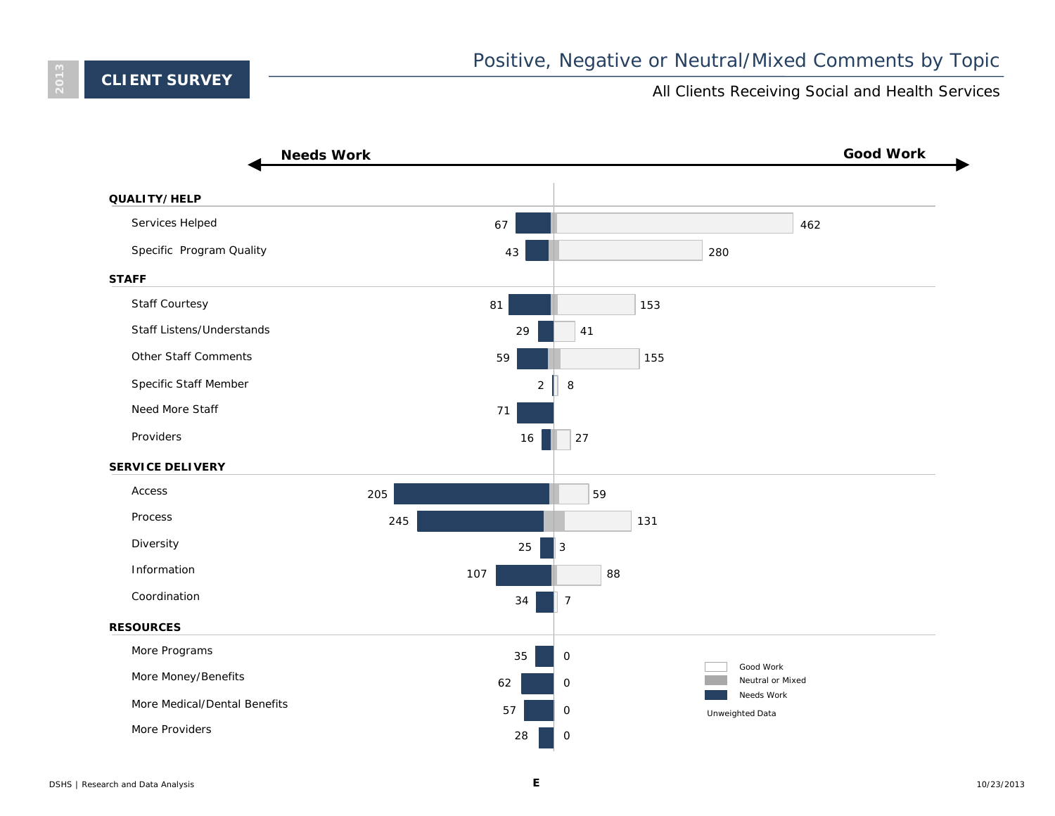**2013** **CLIENT SURVEY**

# Positive, Negative or Neutral/Mixed Comments by Topic

All Clients Receiving Social and Health Services

Needs Work ← → Good Work

| Topic | Needs Work | Good Work |
|---|---|---|
| **QUALITY/HELP** | | |
| Services Helped | 67 | 462 |
| Specific Program Quality | 43 | 280 |
| **STAFF** | | |
| Staff Courtesy | 81 | 153 |
| Staff Listens/Understands | 29 | 41 |
| Other Staff Comments | 59 | 155 |
| Specific Staff Member | 2 | 8 |
| Need More Staff | 71 | |
| Providers | 16 | 27 |
| **SERVICE DELIVERY** | | |
| Access | 205 | 59 |
| Process | 245 | 131 |
| Diversity | 25 | 3 |
| Information | 107 | 88 |
| Coordination | 34 | 7 |
| **RESOURCES** | | |
| More Programs | 35 | 0 |
| More Money/Benefits | 62 | 0 |
| More Medical/Dental Benefits | 57 | 0 |
| More Providers | 28 | 0 |

Legend: Good Work; Neutral or Mixed; Needs Work

Unweighted Data

DSHS | Research and Data Analysis

E

10/23/2013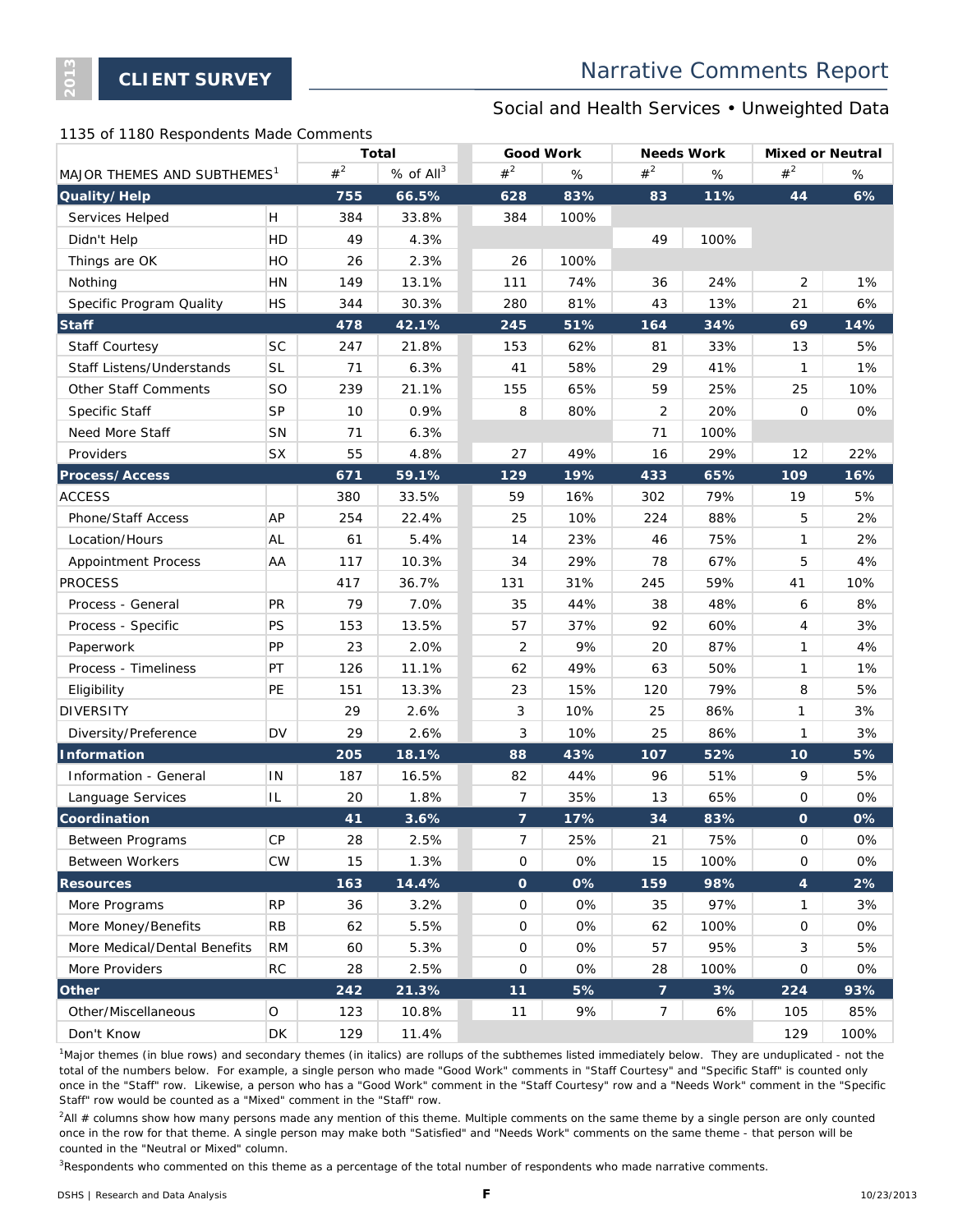2013 **CLIENT SURVEY**

# Narrative Comments Report

## Social and Health Services • Unweighted Data

1135 of 1180 Respondents Made Comments

| MAJOR THEMES AND SUBTHEMES[1] | | Total # [2] | Total % of All[3] | Good Work # [2] | Good Work % | Needs Work # [2] | Needs Work % | Mixed or Neutral # [2] | Mixed or Neutral % |
|---|---|---|---|---|---|---|---|---|---|
| **Quality/Help** | | **755** | **66.5%** | **628** | **83%** | **83** | **11%** | **44** | **6%** |
| Services Helped | H | 384 | 33.8% | 384 | 100% | | | | |
| Didn't Help | HD | 49 | 4.3% | | | 49 | 100% | | |
| Things are OK | HO | 26 | 2.3% | 26 | 100% | | | | |
| Nothing | HN | 149 | 13.1% | 111 | 74% | 36 | 24% | 2 | 1% |
| Specific Program Quality | HS | 344 | 30.3% | 280 | 81% | 43 | 13% | 21 | 6% |
| **Staff** | | **478** | **42.1%** | **245** | **51%** | **164** | **34%** | **69** | **14%** |
| Staff Courtesy | SC | 247 | 21.8% | 153 | 62% | 81 | 33% | 13 | 5% |
| Staff Listens/Understands | SL | 71 | 6.3% | 41 | 58% | 29 | 41% | 1 | 1% |
| Other Staff Comments | SO | 239 | 21.1% | 155 | 65% | 59 | 25% | 25 | 10% |
| Specific Staff | SP | 10 | 0.9% | 8 | 80% | 2 | 20% | 0 | 0% |
| Need More Staff | SN | 71 | 6.3% | | | 71 | 100% | | |
| Providers | SX | 55 | 4.8% | 27 | 49% | 16 | 29% | 12 | 22% |
| **Process/Access** | | **671** | **59.1%** | **129** | **19%** | **433** | **65%** | **109** | **16%** |
| ACCESS | | 380 | 33.5% | 59 | 16% | 302 | 79% | 19 | 5% |
| Phone/Staff Access | AP | 254 | 22.4% | 25 | 10% | 224 | 88% | 5 | 2% |
| Location/Hours | AL | 61 | 5.4% | 14 | 23% | 46 | 75% | 1 | 2% |
| Appointment Process | AA | 117 | 10.3% | 34 | 29% | 78 | 67% | 5 | 4% |
| PROCESS | | 417 | 36.7% | 131 | 31% | 245 | 59% | 41 | 10% |
| Process - General | PR | 79 | 7.0% | 35 | 44% | 38 | 48% | 6 | 8% |
| Process - Specific | PS | 153 | 13.5% | 57 | 37% | 92 | 60% | 4 | 3% |
| Paperwork | PP | 23 | 2.0% | 2 | 9% | 20 | 87% | 1 | 4% |
| Process - Timeliness | PT | 126 | 11.1% | 62 | 49% | 63 | 50% | 1 | 1% |
| Eligibility | PE | 151 | 13.3% | 23 | 15% | 120 | 79% | 8 | 5% |
| DIVERSITY | | 29 | 2.6% | 3 | 10% | 25 | 86% | 1 | 3% |
| Diversity/Preference | DV | 29 | 2.6% | 3 | 10% | 25 | 86% | 1 | 3% |
| **Information** | | **205** | **18.1%** | **88** | **43%** | **107** | **52%** | **10** | **5%** |
| Information - General | IN | 187 | 16.5% | 82 | 44% | 96 | 51% | 9 | 5% |
| Language Services | IL | 20 | 1.8% | 7 | 35% | 13 | 65% | 0 | 0% |
| **Coordination** | | **41** | **3.6%** | **7** | **17%** | **34** | **83%** | **0** | **0%** |
| Between Programs | CP | 28 | 2.5% | 7 | 25% | 21 | 75% | 0 | 0% |
| Between Workers | CW | 15 | 1.3% | 0 | 0% | 15 | 100% | 0 | 0% |
| **Resources** | | **163** | **14.4%** | **0** | **0%** | **159** | **98%** | **4** | **2%** |
| More Programs | RP | 36 | 3.2% | 0 | 0% | 35 | 97% | 1 | 3% |
| More Money/Benefits | RB | 62 | 5.5% | 0 | 0% | 62 | 100% | 0 | 0% |
| More Medical/Dental Benefits | RM | 60 | 5.3% | 0 | 0% | 57 | 95% | 3 | 5% |
| More Providers | RC | 28 | 2.5% | 0 | 0% | 28 | 100% | 0 | 0% |
| **Other** | | **242** | **21.3%** | **11** | **5%** | **7** | **3%** | **224** | **93%** |
| Other/Miscellaneous | O | 123 | 10.8% | 11 | 9% | 7 | 6% | 105 | 85% |
| Don't Know | DK | 129 | 11.4% | | | | | 129 | 100% |

[1]Major themes (in blue rows) and secondary themes (in italics) are rollups of the subthemes listed immediately below. They are unduplicated - not the total of the numbers below. For example, a single person who made "Good Work" comments in "Staff Courtesy" and "Specific Staff" is counted only once in the "Staff" row. Likewise, a person who has a "Good Work" comment in the "Staff Courtesy" row and a "Needs Work" comment in the "Specific Staff" row would be counted as a "Mixed" comment in the "Staff" row.

[2]All # columns show how many persons made any mention of this theme. Multiple comments on the same theme by a single person are only counted once in the row for that theme. A single person may make both "Satisfied" and "Needs Work" comments on the same theme - that person will be counted in the "Neutral or Mixed" column.

[3]Respondents who commented on this theme as a percentage of the total number of respondents who made narrative comments.